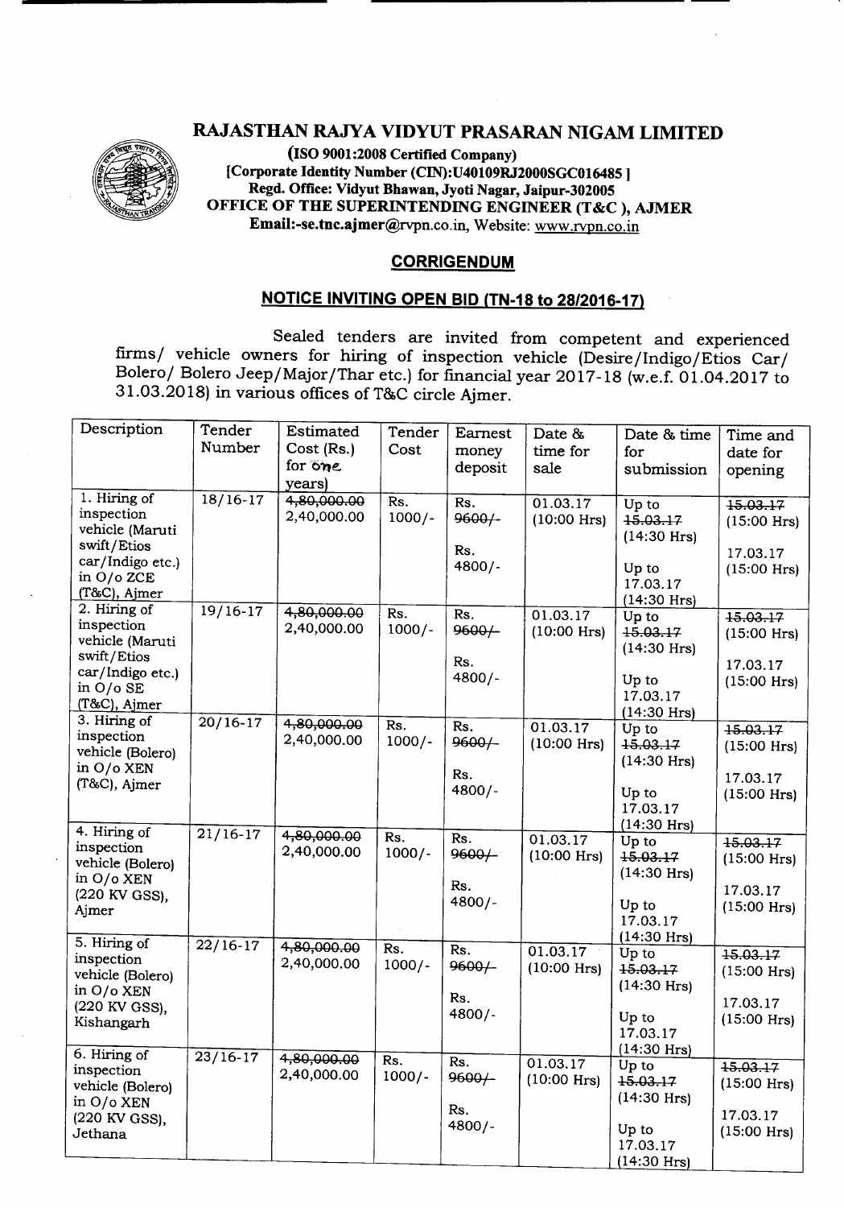# RAJASTHAN RAJYA VIDYUT PRASARAN NIGAM LIMITED

(ISO 9001:2008 Certified Company)
[Corporate Identity Number (CIN):U40109RJ2000SGC016485]
Regd. Office: Vidyut Bhawan, Jyoti Nagar, Jaipur-302005
OFFICE OF THE SUPERINTENDING ENGINEER (T&C), AJMER
Email:-se.tnc.ajmer@rvpn.co.in, Website: www.rvpn.co.in

## CORRIGENDUM

## NOTICE INVITING OPEN BID (TN-18 to 28/2016-17)

Sealed tenders are invited from competent and experienced firms/ vehicle owners for hiring of inspection vehicle (Desire/Indigo/Etios Car/ Bolero/ Bolero Jeep/Major/Thar etc.) for financial year 2017-18 (w.e.f. 01.04.2017 to 31.03.2018) in various offices of T&C circle Ajmer.

| Description | Tender Number | Estimated Cost (Rs.) for one years) | Tender Cost | Earnest money deposit | Date & time for sale | Date & time for submission | Time and date for opening |
|---|---|---|---|---|---|---|---|
| 1. Hiring of inspection vehicle (Maruti swift/Etios car/Indigo etc.) in O/o ZCE (T&C), Ajmer | 18/16-17 | ~~4,80,000.00~~ 2,40,000.00 | Rs. 1000/- | Rs. ~~9600/-~~ Rs. 4800/- | 01.03.17 (10:00 Hrs) | Up to ~~15.03.17~~ (14:30 Hrs) Up to 17.03.17 (14:30 Hrs) | ~~15.03.17~~ (15:00 Hrs) 17.03.17 (15:00 Hrs) |
| 2. Hiring of inspection vehicle (Maruti swift/Etios car/Indigo etc.) in O/o SE (T&C), Ajmer | 19/16-17 | ~~4,80,000.00~~ 2,40,000.00 | Rs. 1000/- | Rs. ~~9600/-~~ Rs. 4800/- | 01.03.17 (10:00 Hrs) | Up to ~~15.03.17~~ (14:30 Hrs) Up to 17.03.17 (14:30 Hrs) | ~~15.03.17~~ (15:00 Hrs) 17.03.17 (15:00 Hrs) |
| 3. Hiring of inspection vehicle (Bolero) in O/o XEN (T&C), Ajmer | 20/16-17 | ~~4,80,000.00~~ 2,40,000.00 | Rs. 1000/- | Rs. ~~9600/-~~ Rs. 4800/- | 01.03.17 (10:00 Hrs) | Up to ~~15.03.17~~ (14:30 Hrs) Up to 17.03.17 (14:30 Hrs) | ~~15.03.17~~ (15:00 Hrs) 17.03.17 (15:00 Hrs) |
| 4. Hiring of inspection vehicle (Bolero) in O/o XEN (220 KV GSS), Ajmer | 21/16-17 | ~~4,80,000.00~~ 2,40,000.00 | Rs. 1000/- | Rs. ~~9600/-~~ Rs. 4800/- | 01.03.17 (10:00 Hrs) | Up to ~~15.03.17~~ (14:30 Hrs) Up to 17.03.17 (14:30 Hrs) | ~~15.03.17~~ (15:00 Hrs) 17.03.17 (15:00 Hrs) |
| 5. Hiring of inspection vehicle (Bolero) in O/o XEN (220 KV GSS), Kishangarh | 22/16-17 | ~~4,80,000.00~~ 2,40,000.00 | Rs. 1000/- | Rs. ~~9600/-~~ Rs. 4800/- | 01.03.17 (10:00 Hrs) | Up to ~~15.03.17~~ (14:30 Hrs) Up to 17.03.17 (14:30 Hrs) | ~~15.03.17~~ (15:00 Hrs) 17.03.17 (15:00 Hrs) |
| 6. Hiring of inspection vehicle (Bolero) in O/o XEN (220 KV GSS), Jethana | 23/16-17 | ~~4,80,000.00~~ 2,40,000.00 | Rs. 1000/- | Rs. ~~9600/-~~ Rs. 4800/- | 01.03.17 (10:00 Hrs) | Up to ~~15.03.17~~ (14:30 Hrs) Up to 17.03.17 (14:30 Hrs) | ~~15.03.17~~ (15:00 Hrs) 17.03.17 (15:00 Hrs) |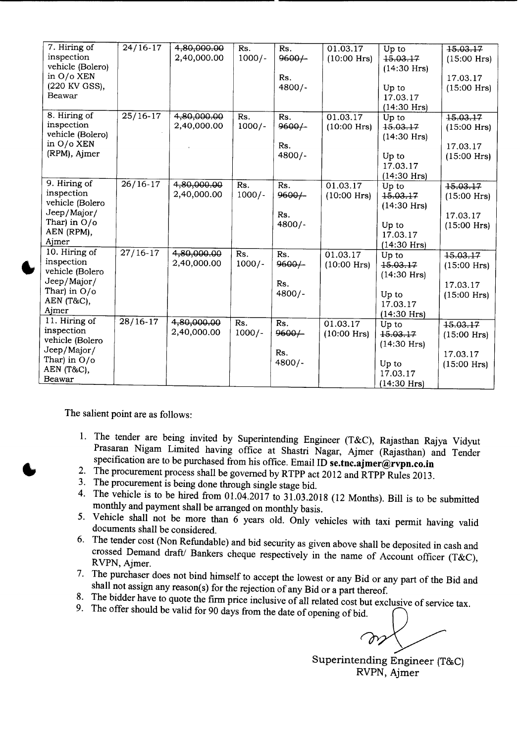| | | | | | | | |
|---|---|---|---|---|---|---|---|
| 7. Hiring of inspection vehicle (Bolero) in O/o XEN (220 KV GSS), Beawar | 24/16-17 | ~~4,80,000.00~~ 2,40,000.00 | Rs. 1000/- | Rs. ~~9600/-~~ Rs. 4800/- | 01.03.17 (10:00 Hrs) | Up to ~~15.03.17~~ (14:30 Hrs) Up to 17.03.17 (14:30 Hrs) | ~~15.03.17~~ (15:00 Hrs) 17.03.17 (15:00 Hrs) |
| 8. Hiring of inspection vehicle (Bolero) in O/o XEN (RPM), Ajmer | 25/16-17 | ~~4,80,000.00~~ 2,40,000.00 | Rs. 1000/- | Rs. ~~9600/-~~ Rs. 4800/- | 01.03.17 (10:00 Hrs) | Up to ~~15.03.17~~ (14:30 Hrs) Up to 17.03.17 (14:30 Hrs) | ~~15.03.17~~ (15:00 Hrs) 17.03.17 (15:00 Hrs) |
| 9. Hiring of inspection vehicle (Bolero Jeep/Major/ Thar) in O/o AEN (RPM), Ajmer | 26/16-17 | ~~4,80,000.00~~ 2,40,000.00 | Rs. 1000/- | Rs. ~~9600/-~~ Rs. 4800/- | 01.03.17 (10:00 Hrs) | Up to ~~15.03.17~~ (14:30 Hrs) Up to 17.03.17 (14:30 Hrs) | ~~15.03.17~~ (15:00 Hrs) 17.03.17 (15:00 Hrs) |
| 10. Hiring of inspection vehicle (Bolero Jeep/Major/ Thar) in O/o AEN (T&C), Ajmer | 27/16-17 | ~~4,80,000.00~~ 2,40,000.00 | Rs. 1000/- | Rs. ~~9600/-~~ Rs. 4800/- | 01.03.17 (10:00 Hrs) | Up to ~~15.03.17~~ (14:30 Hrs) Up to 17.03.17 (14:30 Hrs) | ~~15.03.17~~ (15:00 Hrs) 17.03.17 (15:00 Hrs) |
| 11. Hiring of inspection vehicle (Bolero Jeep/Major/ Thar) in O/o AEN (T&C), Beawar | 28/16-17 | ~~4,80,000.00~~ 2,40,000.00 | Rs. 1000/- | Rs. ~~9600/-~~ Rs. 4800/- | 01.03.17 (10:00 Hrs) | Up to ~~15.03.17~~ (14:30 Hrs) Up to 17.03.17 (14:30 Hrs) | ~~15.03.17~~ (15:00 Hrs) 17.03.17 (15:00 Hrs) |

The salient point are as follows:

1. The tender are being invited by Superintending Engineer (T&C), Rajasthan Rajya Vidyut Prasaran Nigam Limited having office at Shastri Nagar, Ajmer (Rajasthan) and Tender specification are to be purchased from his office. Email ID **se.tnc.ajmer@rvpn.co.in**
2. The procurement process shall be governed by RTPP act 2012 and RTPP Rules 2013.
3. The procurement is being done through single stage bid.
4. The vehicle is to be hired from 01.04.2017 to 31.03.2018 (12 Months). Bill is to be submitted monthly and payment shall be arranged on monthly basis.
5. Vehicle shall not be more than 6 years old. Only vehicles with taxi permit having valid documents shall be considered.
6. The tender cost (Non Refundable) and bid security as given above shall be deposited in cash and crossed Demand draft/ Bankers cheque respectively in the name of Account officer (T&C), RVPN, Ajmer.
7. The purchaser does not bind himself to accept the lowest or any Bid or any part of the Bid and shall not assign any reason(s) for the rejection of any Bid or a part thereof.
8. The bidder have to quote the firm price inclusive of all related cost but exclusive of service tax.
9. The offer should be valid for 90 days from the date of opening of bid.

Superintending Engineer (T&C)
RVPN, Ajmer